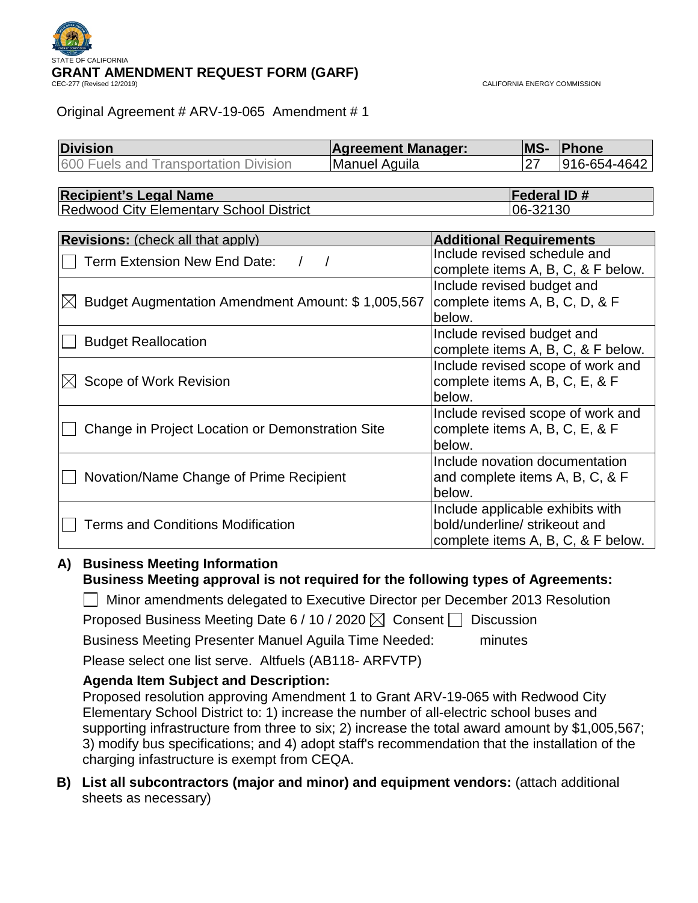STATE OF CALIFORNIA

# GRANT AMENDMENT REQUEST FORM (GARF)

CEC-277 (Revised 12/2019)

CALIFORNIA ENERGY COMMISSION

Original Agreement # ARV-19-065 Amendment # 1

| Division | Agreement Manager: | MS- | Phone |
|---|---|---|---|
| 600 Fuels and Transportation Division | Manuel Aguila | 27 | 916-654-4642 |

| Recipient's Legal Name | Federal ID # |
|---|---|
| Redwood City Elementary School District | 06-32130 |

| Revisions: (check all that apply) | Additional Requirements |
|---|---|
| ☐ Term Extension New End Date: / / | Include revised schedule and complete items A, B, C, & F below. |
| ☒ Budget Augmentation Amendment Amount: $ 1,005,567 | Include revised budget and complete items A, B, C, D, & F below. |
| ☐ Budget Reallocation | Include revised budget and complete items A, B, C, & F below. |
| ☒ Scope of Work Revision | Include revised scope of work and complete items A, B, C, E, & F below. |
| ☐ Change in Project Location or Demonstration Site | Include revised scope of work and complete items A, B, C, E, & F below. |
| ☐ Novation/Name Change of Prime Recipient | Include novation documentation and complete items A, B, C, & F below. |
| ☐ Terms and Conditions Modification | Include applicable exhibits with bold/underline/ strikeout and complete items A, B, C, & F below. |

**A) Business Meeting Information**
**Business Meeting approval is not required for the following types of Agreements:**

☐ Minor amendments delegated to Executive Director per December 2013 Resolution

Proposed Business Meeting Date 6 / 10 / 2020 ☒ Consent ☐ Discussion

Business Meeting Presenter Manuel Aguila Time Needed: minutes

Please select one list serve. Altfuels (AB118- ARFVTP)

**Agenda Item Subject and Description:**

Proposed resolution approving Amendment 1 to Grant ARV-19-065 with Redwood City Elementary School District to: 1) increase the number of all-electric school buses and supporting infrastructure from three to six; 2) increase the total award amount by $1,005,567; 3) modify bus specifications; and 4) adopt staff's recommendation that the installation of the charging infastructure is exempt from CEQA.

**B) List all subcontractors (major and minor) and equipment vendors:** (attach additional sheets as necessary)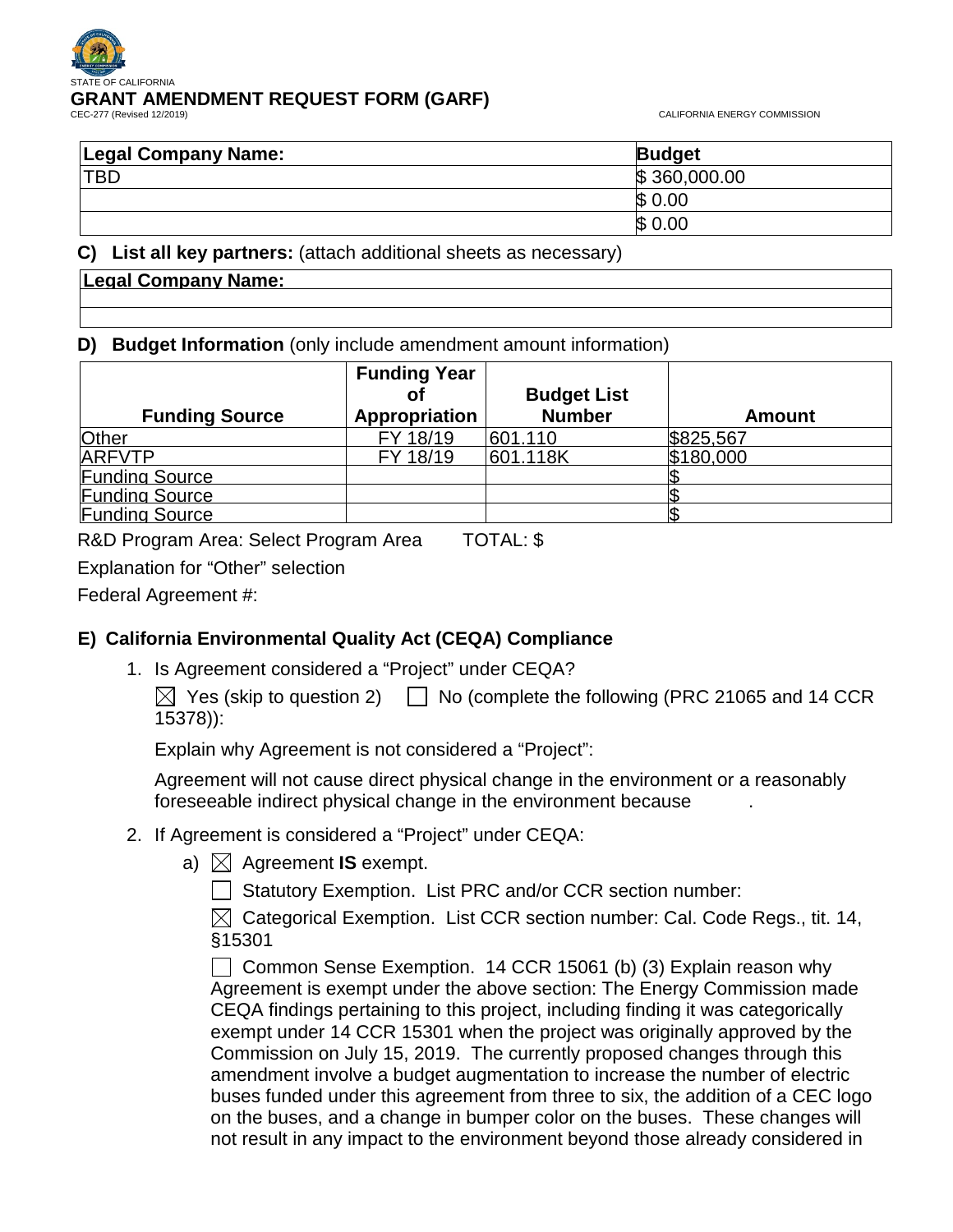STATE OF CALIFORNIA

**GRANT AMENDMENT REQUEST FORM (GARF)**

CEC-277 (Revised 12/2019) CALIFORNIA ENERGY COMMISSION

| Legal Company Name: | Budget |
|---|---|
| TBD | $ 360,000.00 |
| | $ 0.00 |
| | $ 0.00 |

**C) List all key partners:** (attach additional sheets as necessary)

| Legal Company Name: |
|---|
| |
| |

**D) Budget Information** (only include amendment amount information)

| Funding Source | Funding Year of Appropriation | Budget List Number | Amount |
|---|---|---|---|
| Other | FY 18/19 | 601.110 | $825,567 |
| ARFVTP | FY 18/19 | 601.118K | $180,000 |
| Funding Source | | | $ |
| Funding Source | | | $ |
| Funding Source | | | $ |

R&D Program Area: Select Program Area TOTAL: $

Explanation for "Other" selection

Federal Agreement #:

## E) California Environmental Quality Act (CEQA) Compliance

1. Is Agreement considered a "Project" under CEQA?

   ☒ Yes (skip to question 2) ☐ No (complete the following (PRC 21065 and 14 CCR 15378)):

   Explain why Agreement is not considered a "Project":

   Agreement will not cause direct physical change in the environment or a reasonably foreseeable indirect physical change in the environment because .

2. If Agreement is considered a "Project" under CEQA:

   a) ☒ Agreement **IS** exempt.

      ☐ Statutory Exemption. List PRC and/or CCR section number:

      ☒ Categorical Exemption. List CCR section number: Cal. Code Regs., tit. 14, §15301

      ☐ Common Sense Exemption. 14 CCR 15061 (b) (3) Explain reason why Agreement is exempt under the above section: The Energy Commission made CEQA findings pertaining to this project, including finding it was categorically exempt under 14 CCR 15301 when the project was originally approved by the Commission on July 15, 2019. The currently proposed changes through this amendment involve a budget augmentation to increase the number of electric buses funded under this agreement from three to six, the addition of a CEC logo on the buses, and a change in bumper color on the buses. These changes will not result in any impact to the environment beyond those already considered in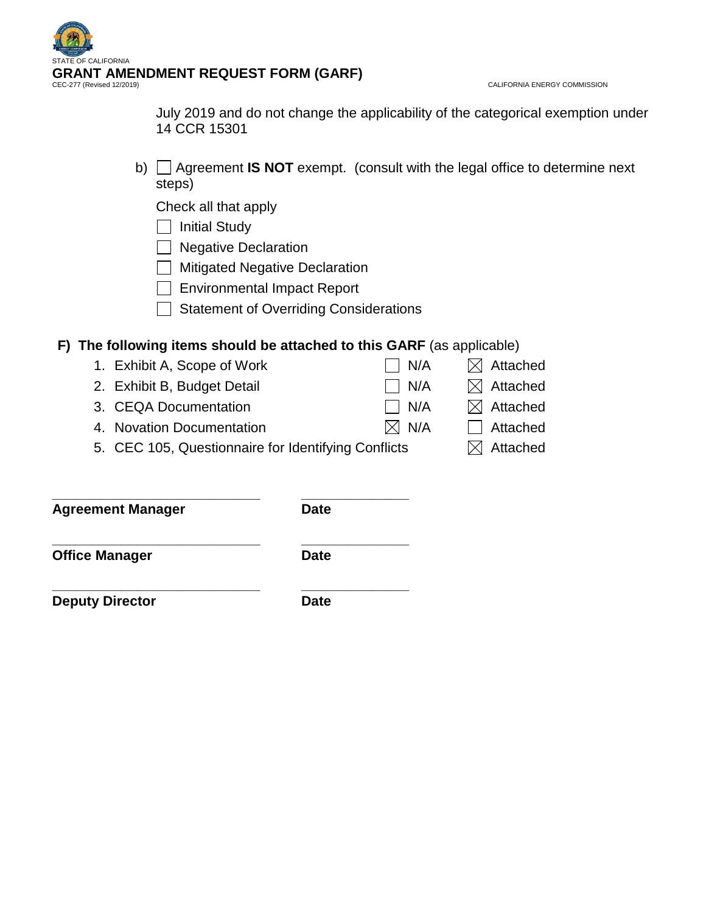July 2019 and do not change the applicability of the categorical exemption under 14 CCR 15301

b) ☐ Agreement **IS NOT** exempt. (consult with the legal office to determine next steps)

Check all that apply

☐ Initial Study

☐ Negative Declaration

☐ Mitigated Negative Declaration

☐ Environmental Impact Report

☐ Statement of Overriding Considerations

**F) The following items should be attached to this GARF** (as applicable)

| Item | N/A | Attached |
|---|---|---|
| 1. Exhibit A, Scope of Work | ☐ N/A | ☒ Attached |
| 2. Exhibit B, Budget Detail | ☐ N/A | ☒ Attached |
| 3. CEQA Documentation | ☐ N/A | ☒ Attached |
| 4. Novation Documentation | ☒ N/A | ☐ Attached |
| 5. CEC 105, Questionnaire for Identifying Conflicts | | ☒ Attached |

_____________________________ _______________

**Agreement Manager** **Date**

_____________________________ _______________

**Office Manager** **Date**

_____________________________ _______________

**Deputy Director** **Date**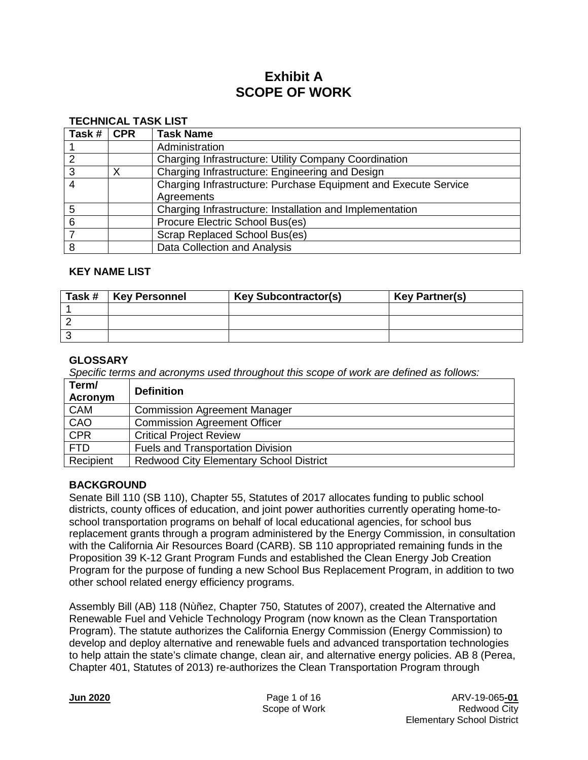# Exhibit A
# SCOPE OF WORK

## TECHNICAL TASK LIST

| Task # | CPR | Task Name |
|---|---|---|
| 1 | | Administration |
| 2 | | Charging Infrastructure: Utility Company Coordination |
| 3 | X | Charging Infrastructure: Engineering and Design |
| 4 | | Charging Infrastructure: Purchase Equipment and Execute Service Agreements |
| 5 | | Charging Infrastructure: Installation and Implementation |
| 6 | | Procure Electric School Bus(es) |
| 7 | | Scrap Replaced School Bus(es) |
| 8 | | Data Collection and Analysis |

## KEY NAME LIST

| Task # | Key Personnel | Key Subcontractor(s) | Key Partner(s) |
|---|---|---|---|
| 1 | | | |
| 2 | | | |
| 3 | | | |

## GLOSSARY

*Specific terms and acronyms used throughout this scope of work are defined as follows:*

| Term/ Acronym | Definition |
|---|---|
| CAM | Commission Agreement Manager |
| CAO | Commission Agreement Officer |
| CPR | Critical Project Review |
| FTD | Fuels and Transportation Division |
| Recipient | Redwood City Elementary School District |

## BACKGROUND

Senate Bill 110 (SB 110), Chapter 55, Statutes of 2017 allocates funding to public school districts, county offices of education, and joint power authorities currently operating home-to-school transportation programs on behalf of local educational agencies, for school bus replacement grants through a program administered by the Energy Commission, in consultation with the California Air Resources Board (CARB). SB 110 appropriated remaining funds in the Proposition 39 K-12 Grant Program Funds and established the Clean Energy Job Creation Program for the purpose of funding a new School Bus Replacement Program, in addition to two other school related energy efficiency programs.

Assembly Bill (AB) 118 (Nùñez, Chapter 750, Statutes of 2007), created the Alternative and Renewable Fuel and Vehicle Technology Program (now known as the Clean Transportation Program). The statute authorizes the California Energy Commission (Energy Commission) to develop and deploy alternative and renewable fuels and advanced transportation technologies to help attain the state's climate change, clean air, and alternative energy policies. AB 8 (Perea, Chapter 401, Statutes of 2013) re-authorizes the Clean Transportation Program through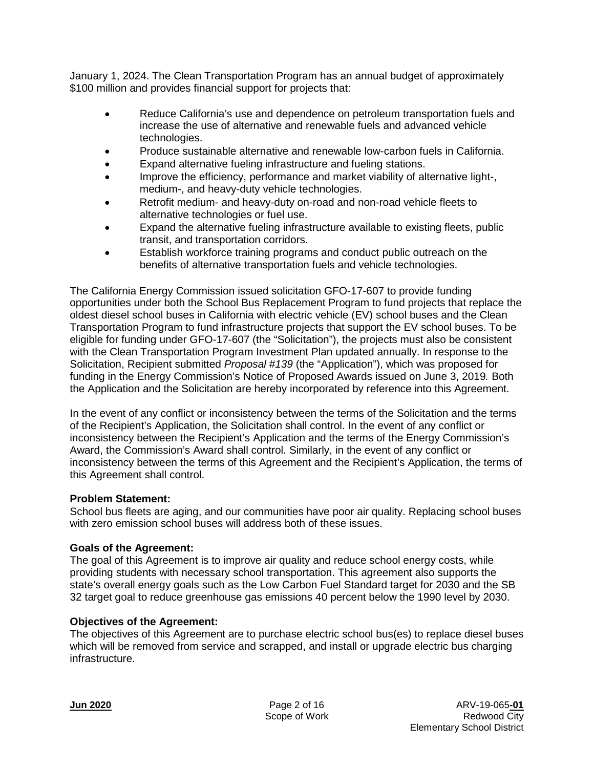January 1, 2024. The Clean Transportation Program has an annual budget of approximately $100 million and provides financial support for projects that:

- Reduce California's use and dependence on petroleum transportation fuels and increase the use of alternative and renewable fuels and advanced vehicle technologies.
- Produce sustainable alternative and renewable low-carbon fuels in California.
- Expand alternative fueling infrastructure and fueling stations.
- Improve the efficiency, performance and market viability of alternative light-, medium-, and heavy-duty vehicle technologies.
- Retrofit medium- and heavy-duty on-road and non-road vehicle fleets to alternative technologies or fuel use.
- Expand the alternative fueling infrastructure available to existing fleets, public transit, and transportation corridors.
- Establish workforce training programs and conduct public outreach on the benefits of alternative transportation fuels and vehicle technologies.

The California Energy Commission issued solicitation GFO-17-607 to provide funding opportunities under both the School Bus Replacement Program to fund projects that replace the oldest diesel school buses in California with electric vehicle (EV) school buses and the Clean Transportation Program to fund infrastructure projects that support the EV school buses. To be eligible for funding under GFO-17-607 (the "Solicitation"), the projects must also be consistent with the Clean Transportation Program Investment Plan updated annually. In response to the Solicitation, Recipient submitted *Proposal #139* (the "Application"), which was proposed for funding in the Energy Commission's Notice of Proposed Awards issued on June 3, 2019*.* Both the Application and the Solicitation are hereby incorporated by reference into this Agreement.

In the event of any conflict or inconsistency between the terms of the Solicitation and the terms of the Recipient's Application, the Solicitation shall control. In the event of any conflict or inconsistency between the Recipient's Application and the terms of the Energy Commission's Award, the Commission's Award shall control. Similarly, in the event of any conflict or inconsistency between the terms of this Agreement and the Recipient's Application, the terms of this Agreement shall control.

**Problem Statement:**
School bus fleets are aging, and our communities have poor air quality. Replacing school buses with zero emission school buses will address both of these issues.

**Goals of the Agreement:**
The goal of this Agreement is to improve air quality and reduce school energy costs, while providing students with necessary school transportation. This agreement also supports the state's overall energy goals such as the Low Carbon Fuel Standard target for 2030 and the SB 32 target goal to reduce greenhouse gas emissions 40 percent below the 1990 level by 2030.

**Objectives of the Agreement:**
The objectives of this Agreement are to purchase electric school bus(es) to replace diesel buses which will be removed from service and scrapped, and install or upgrade electric bus charging infrastructure.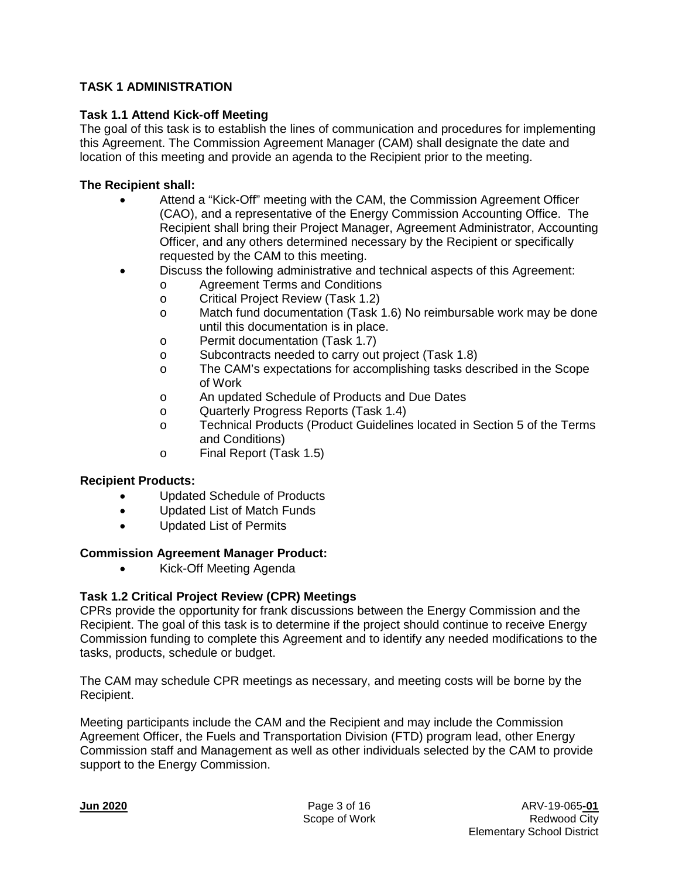## TASK 1 ADMINISTRATION

### Task 1.1 Attend Kick-off Meeting

The goal of this task is to establish the lines of communication and procedures for implementing this Agreement. The Commission Agreement Manager (CAM) shall designate the date and location of this meeting and provide an agenda to the Recipient prior to the meeting.

**The Recipient shall:**

- Attend a "Kick-Off" meeting with the CAM, the Commission Agreement Officer (CAO), and a representative of the Energy Commission Accounting Office. The Recipient shall bring their Project Manager, Agreement Administrator, Accounting Officer, and any others determined necessary by the Recipient or specifically requested by the CAM to this meeting.
- Discuss the following administrative and technical aspects of this Agreement:
  - Agreement Terms and Conditions
  - Critical Project Review (Task 1.2)
  - Match fund documentation (Task 1.6) No reimbursable work may be done until this documentation is in place.
  - Permit documentation (Task 1.7)
  - Subcontracts needed to carry out project (Task 1.8)
  - The CAM's expectations for accomplishing tasks described in the Scope of Work
  - An updated Schedule of Products and Due Dates
  - Quarterly Progress Reports (Task 1.4)
  - Technical Products (Product Guidelines located in Section 5 of the Terms and Conditions)
  - Final Report (Task 1.5)

**Recipient Products:**

- Updated Schedule of Products
- Updated List of Match Funds
- Updated List of Permits

**Commission Agreement Manager Product:**

- Kick-Off Meeting Agenda

### Task 1.2 Critical Project Review (CPR) Meetings

CPRs provide the opportunity for frank discussions between the Energy Commission and the Recipient. The goal of this task is to determine if the project should continue to receive Energy Commission funding to complete this Agreement and to identify any needed modifications to the tasks, products, schedule or budget.

The CAM may schedule CPR meetings as necessary, and meeting costs will be borne by the Recipient.

Meeting participants include the CAM and the Recipient and may include the Commission Agreement Officer, the Fuels and Transportation Division (FTD) program lead, other Energy Commission staff and Management as well as other individuals selected by the CAM to provide support to the Energy Commission.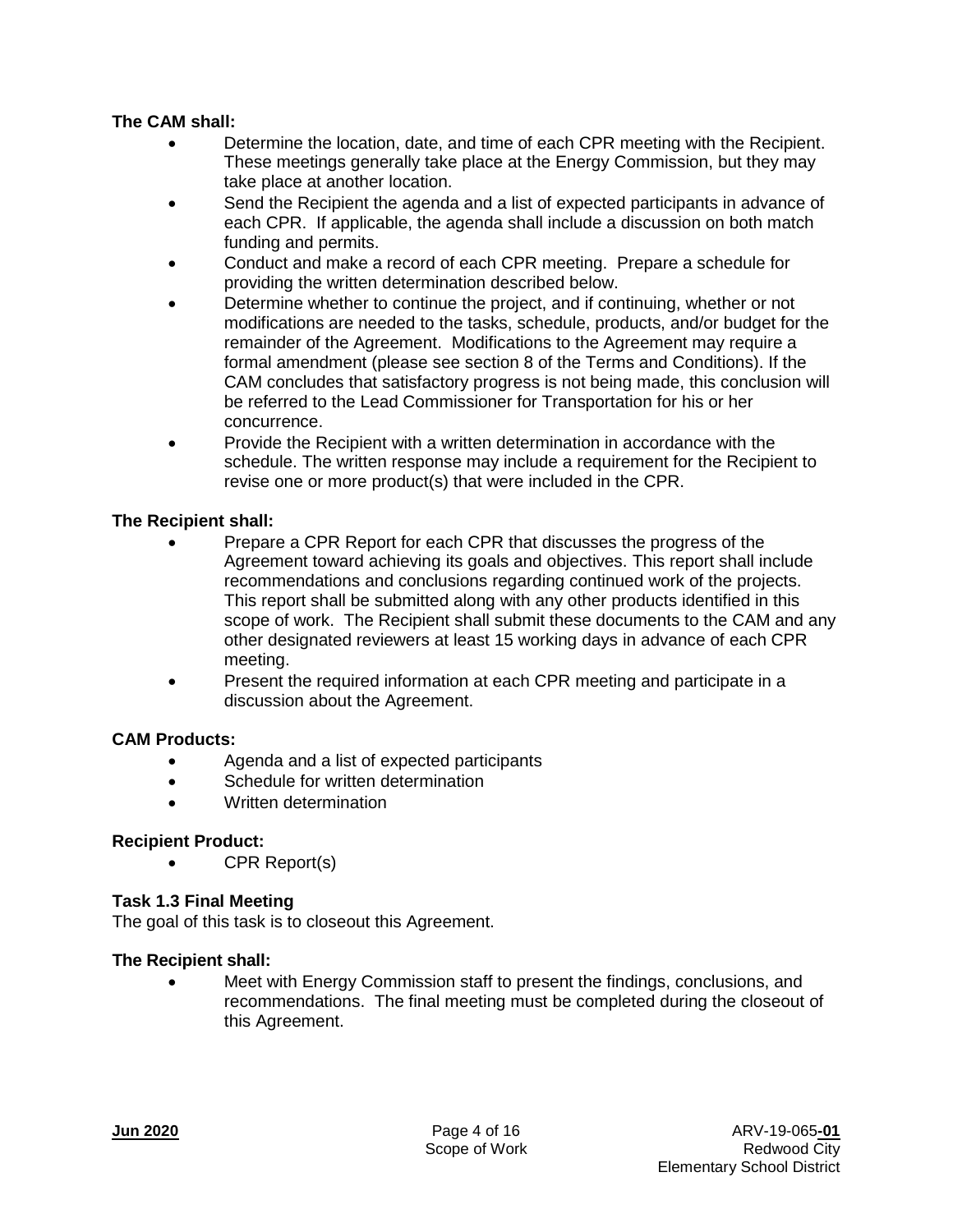**The CAM shall:**

- Determine the location, date, and time of each CPR meeting with the Recipient. These meetings generally take place at the Energy Commission, but they may take place at another location.
- Send the Recipient the agenda and a list of expected participants in advance of each CPR. If applicable, the agenda shall include a discussion on both match funding and permits.
- Conduct and make a record of each CPR meeting. Prepare a schedule for providing the written determination described below.
- Determine whether to continue the project, and if continuing, whether or not modifications are needed to the tasks, schedule, products, and/or budget for the remainder of the Agreement. Modifications to the Agreement may require a formal amendment (please see section 8 of the Terms and Conditions). If the CAM concludes that satisfactory progress is not being made, this conclusion will be referred to the Lead Commissioner for Transportation for his or her concurrence.
- Provide the Recipient with a written determination in accordance with the schedule. The written response may include a requirement for the Recipient to revise one or more product(s) that were included in the CPR.

**The Recipient shall:**

- Prepare a CPR Report for each CPR that discusses the progress of the Agreement toward achieving its goals and objectives. This report shall include recommendations and conclusions regarding continued work of the projects. This report shall be submitted along with any other products identified in this scope of work. The Recipient shall submit these documents to the CAM and any other designated reviewers at least 15 working days in advance of each CPR meeting.
- Present the required information at each CPR meeting and participate in a discussion about the Agreement.

**CAM Products:**

- Agenda and a list of expected participants
- Schedule for written determination
- Written determination

**Recipient Product:**

- CPR Report(s)

**Task 1.3 Final Meeting**

The goal of this task is to closeout this Agreement.

**The Recipient shall:**

- Meet with Energy Commission staff to present the findings, conclusions, and recommendations. The final meeting must be completed during the closeout of this Agreement.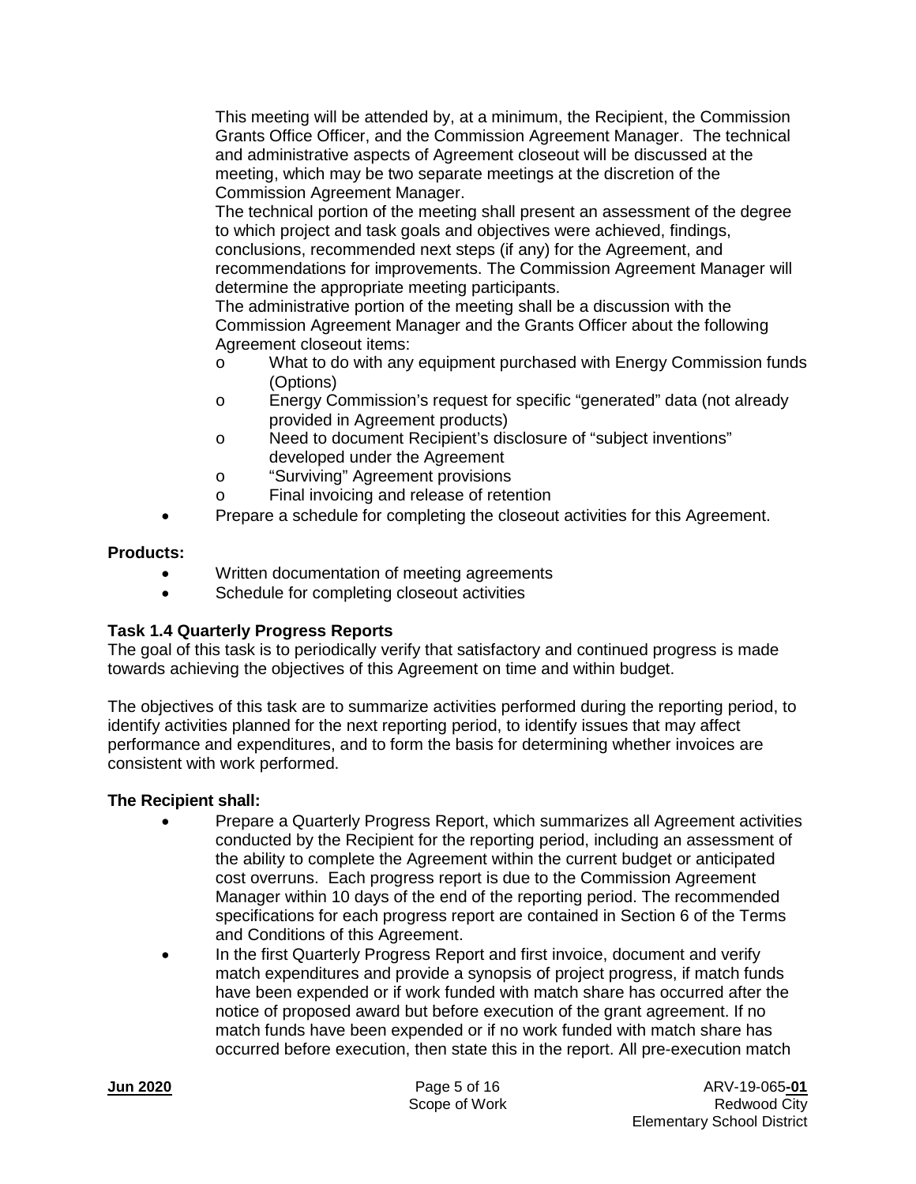This meeting will be attended by, at a minimum, the Recipient, the Commission Grants Office Officer, and the Commission Agreement Manager. The technical and administrative aspects of Agreement closeout will be discussed at the meeting, which may be two separate meetings at the discretion of the Commission Agreement Manager.

The technical portion of the meeting shall present an assessment of the degree to which project and task goals and objectives were achieved, findings, conclusions, recommended next steps (if any) for the Agreement, and recommendations for improvements. The Commission Agreement Manager will determine the appropriate meeting participants.

The administrative portion of the meeting shall be a discussion with the Commission Agreement Manager and the Grants Officer about the following Agreement closeout items:

- o What to do with any equipment purchased with Energy Commission funds (Options)
- o Energy Commission's request for specific "generated" data (not already provided in Agreement products)
- o Need to document Recipient's disclosure of "subject inventions" developed under the Agreement
- o "Surviving" Agreement provisions
- o Final invoicing and release of retention

- Prepare a schedule for completing the closeout activities for this Agreement.

**Products:**

- Written documentation of meeting agreements
- Schedule for completing closeout activities

**Task 1.4 Quarterly Progress Reports**

The goal of this task is to periodically verify that satisfactory and continued progress is made towards achieving the objectives of this Agreement on time and within budget.

The objectives of this task are to summarize activities performed during the reporting period, to identify activities planned for the next reporting period, to identify issues that may affect performance and expenditures, and to form the basis for determining whether invoices are consistent with work performed.

**The Recipient shall:**

- Prepare a Quarterly Progress Report, which summarizes all Agreement activities conducted by the Recipient for the reporting period, including an assessment of the ability to complete the Agreement within the current budget or anticipated cost overruns. Each progress report is due to the Commission Agreement Manager within 10 days of the end of the reporting period. The recommended specifications for each progress report are contained in Section 6 of the Terms and Conditions of this Agreement.
- In the first Quarterly Progress Report and first invoice, document and verify match expenditures and provide a synopsis of project progress, if match funds have been expended or if work funded with match share has occurred after the notice of proposed award but before execution of the grant agreement. If no match funds have been expended or if no work funded with match share has occurred before execution, then state this in the report. All pre-execution match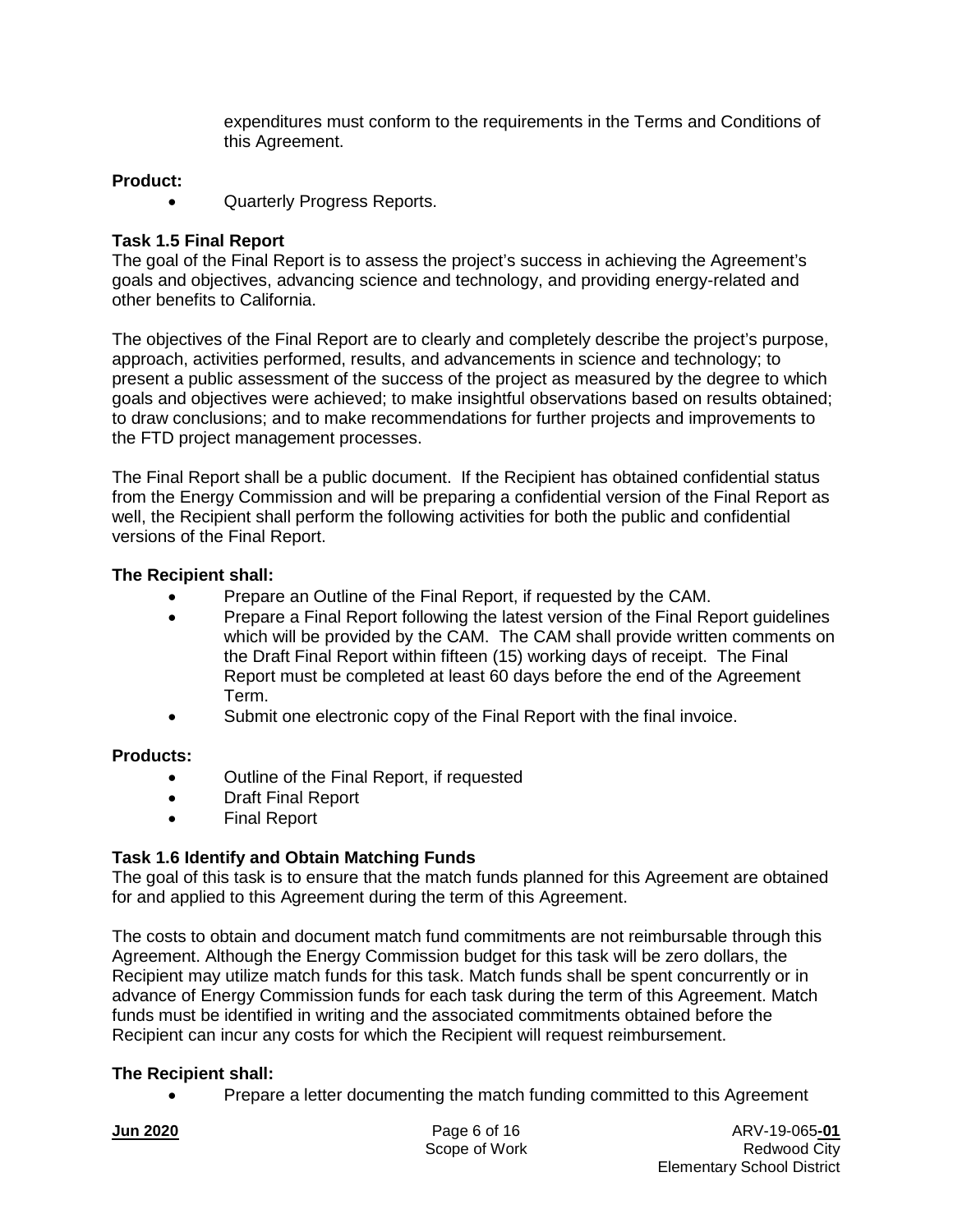expenditures must conform to the requirements in the Terms and Conditions of this Agreement.

**Product:**

- Quarterly Progress Reports.

**Task 1.5 Final Report**

The goal of the Final Report is to assess the project's success in achieving the Agreement's goals and objectives, advancing science and technology, and providing energy-related and other benefits to California.

The objectives of the Final Report are to clearly and completely describe the project's purpose, approach, activities performed, results, and advancements in science and technology; to present a public assessment of the success of the project as measured by the degree to which goals and objectives were achieved; to make insightful observations based on results obtained; to draw conclusions; and to make recommendations for further projects and improvements to the FTD project management processes.

The Final Report shall be a public document. If the Recipient has obtained confidential status from the Energy Commission and will be preparing a confidential version of the Final Report as well, the Recipient shall perform the following activities for both the public and confidential versions of the Final Report.

**The Recipient shall:**

- Prepare an Outline of the Final Report, if requested by the CAM.
- Prepare a Final Report following the latest version of the Final Report guidelines which will be provided by the CAM. The CAM shall provide written comments on the Draft Final Report within fifteen (15) working days of receipt. The Final Report must be completed at least 60 days before the end of the Agreement Term.
- Submit one electronic copy of the Final Report with the final invoice.

**Products:**

- Outline of the Final Report, if requested
- Draft Final Report
- Final Report

**Task 1.6 Identify and Obtain Matching Funds**

The goal of this task is to ensure that the match funds planned for this Agreement are obtained for and applied to this Agreement during the term of this Agreement.

The costs to obtain and document match fund commitments are not reimbursable through this Agreement. Although the Energy Commission budget for this task will be zero dollars, the Recipient may utilize match funds for this task. Match funds shall be spent concurrently or in advance of Energy Commission funds for each task during the term of this Agreement. Match funds must be identified in writing and the associated commitments obtained before the Recipient can incur any costs for which the Recipient will request reimbursement.

**The Recipient shall:**

- Prepare a letter documenting the match funding committed to this Agreement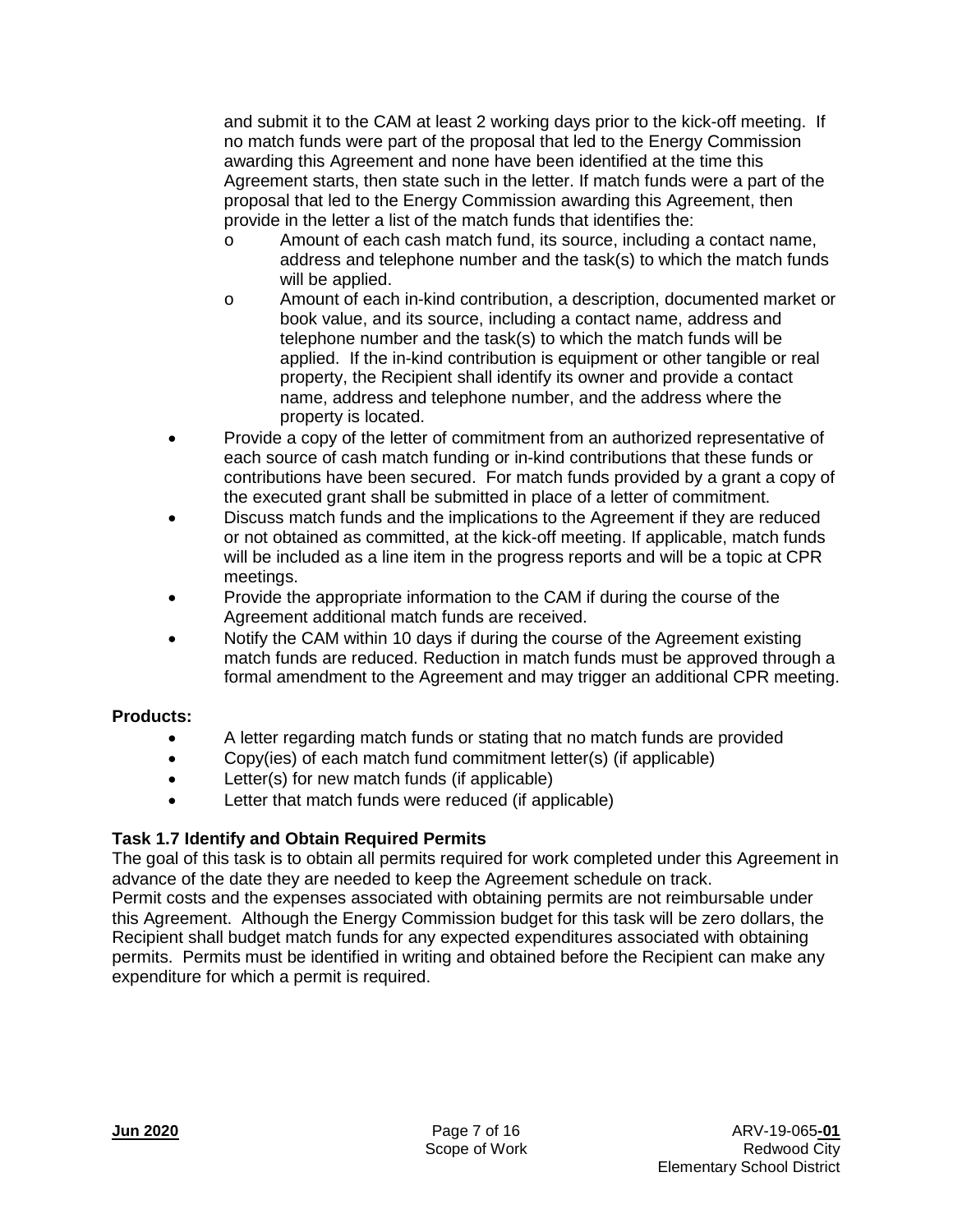and submit it to the CAM at least 2 working days prior to the kick-off meeting. If no match funds were part of the proposal that led to the Energy Commission awarding this Agreement and none have been identified at the time this Agreement starts, then state such in the letter. If match funds were a part of the proposal that led to the Energy Commission awarding this Agreement, then provide in the letter a list of the match funds that identifies the:
    - Amount of each cash match fund, its source, including a contact name, address and telephone number and the task(s) to which the match funds will be applied.
    - Amount of each in-kind contribution, a description, documented market or book value, and its source, including a contact name, address and telephone number and the task(s) to which the match funds will be applied. If the in-kind contribution is equipment or other tangible or real property, the Recipient shall identify its owner and provide a contact name, address and telephone number, and the address where the property is located.
- Provide a copy of the letter of commitment from an authorized representative of each source of cash match funding or in-kind contributions that these funds or contributions have been secured. For match funds provided by a grant a copy of the executed grant shall be submitted in place of a letter of commitment.
- Discuss match funds and the implications to the Agreement if they are reduced or not obtained as committed, at the kick-off meeting. If applicable, match funds will be included as a line item in the progress reports and will be a topic at CPR meetings.
- Provide the appropriate information to the CAM if during the course of the Agreement additional match funds are received.
- Notify the CAM within 10 days if during the course of the Agreement existing match funds are reduced. Reduction in match funds must be approved through a formal amendment to the Agreement and may trigger an additional CPR meeting.

**Products:**

- A letter regarding match funds or stating that no match funds are provided
- Copy(ies) of each match fund commitment letter(s) (if applicable)
- Letter(s) for new match funds (if applicable)
- Letter that match funds were reduced (if applicable)

### Task 1.7 Identify and Obtain Required Permits

The goal of this task is to obtain all permits required for work completed under this Agreement in advance of the date they are needed to keep the Agreement schedule on track.

Permit costs and the expenses associated with obtaining permits are not reimbursable under this Agreement. Although the Energy Commission budget for this task will be zero dollars, the Recipient shall budget match funds for any expected expenditures associated with obtaining permits. Permits must be identified in writing and obtained before the Recipient can make any expenditure for which a permit is required.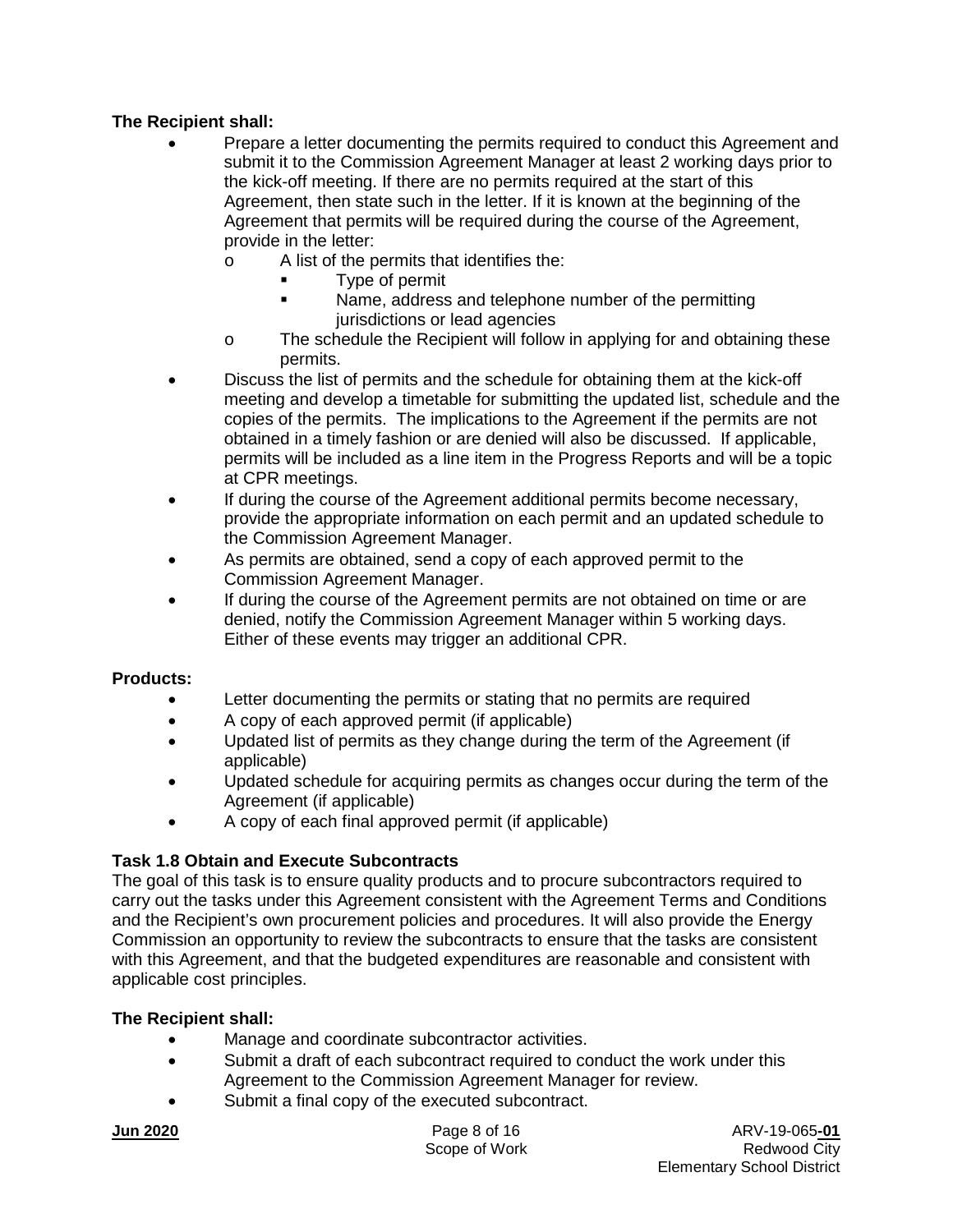**The Recipient shall:**

- Prepare a letter documenting the permits required to conduct this Agreement and submit it to the Commission Agreement Manager at least 2 working days prior to the kick-off meeting. If there are no permits required at the start of this Agreement, then state such in the letter. If it is known at the beginning of the Agreement that permits will be required during the course of the Agreement, provide in the letter:
  - A list of the permits that identifies the:
    - Type of permit
    - Name, address and telephone number of the permitting jurisdictions or lead agencies
  - The schedule the Recipient will follow in applying for and obtaining these permits.
- Discuss the list of permits and the schedule for obtaining them at the kick-off meeting and develop a timetable for submitting the updated list, schedule and the copies of the permits. The implications to the Agreement if the permits are not obtained in a timely fashion or are denied will also be discussed. If applicable, permits will be included as a line item in the Progress Reports and will be a topic at CPR meetings.
- If during the course of the Agreement additional permits become necessary, provide the appropriate information on each permit and an updated schedule to the Commission Agreement Manager.
- As permits are obtained, send a copy of each approved permit to the Commission Agreement Manager.
- If during the course of the Agreement permits are not obtained on time or are denied, notify the Commission Agreement Manager within 5 working days. Either of these events may trigger an additional CPR.

**Products:**

- Letter documenting the permits or stating that no permits are required
- A copy of each approved permit (if applicable)
- Updated list of permits as they change during the term of the Agreement (if applicable)
- Updated schedule for acquiring permits as changes occur during the term of the Agreement (if applicable)
- A copy of each final approved permit (if applicable)

### Task 1.8 Obtain and Execute Subcontracts

The goal of this task is to ensure quality products and to procure subcontractors required to carry out the tasks under this Agreement consistent with the Agreement Terms and Conditions and the Recipient's own procurement policies and procedures. It will also provide the Energy Commission an opportunity to review the subcontracts to ensure that the tasks are consistent with this Agreement, and that the budgeted expenditures are reasonable and consistent with applicable cost principles.

**The Recipient shall:**

- Manage and coordinate subcontractor activities.
- Submit a draft of each subcontract required to conduct the work under this Agreement to the Commission Agreement Manager for review.
- Submit a final copy of the executed subcontract.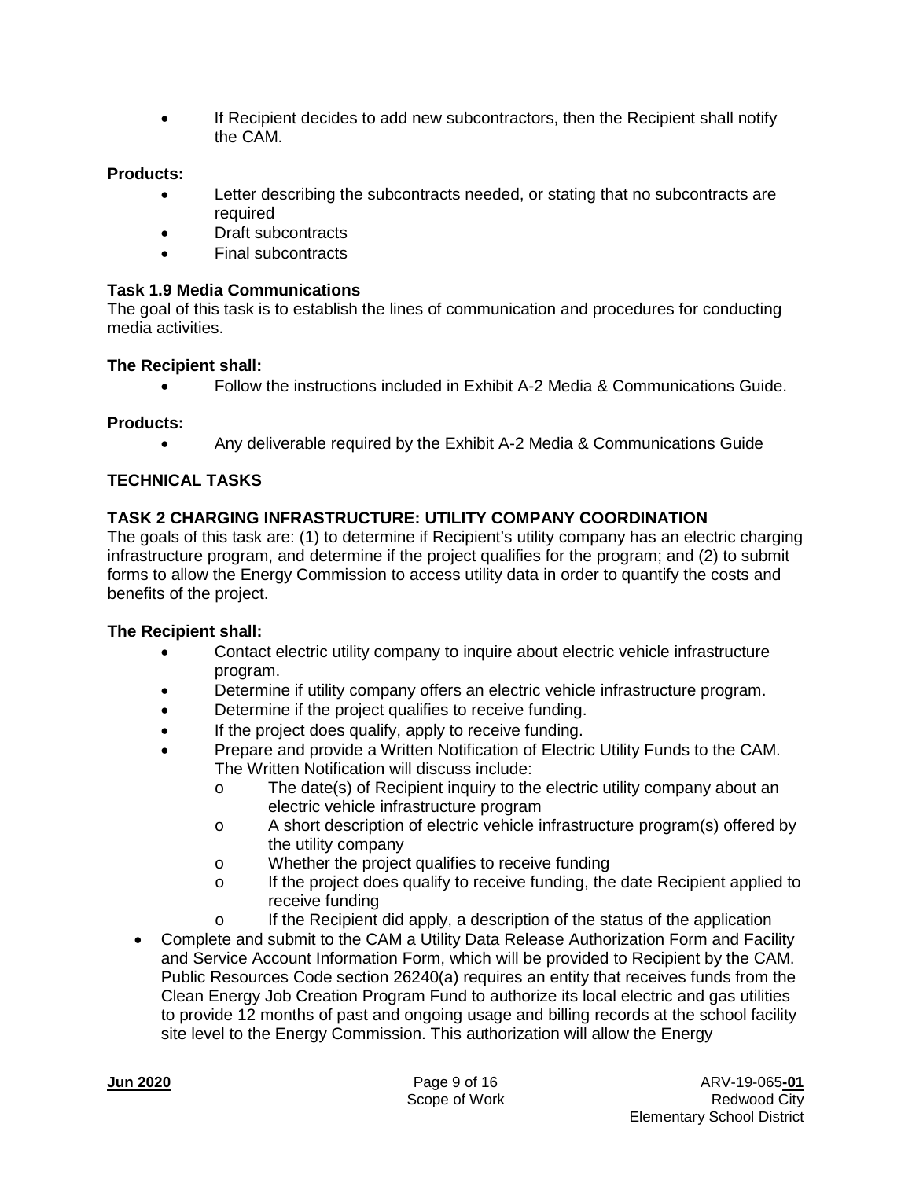- If Recipient decides to add new subcontractors, then the Recipient shall notify the CAM.

**Products:**

- Letter describing the subcontracts needed, or stating that no subcontracts are required
- Draft subcontracts
- Final subcontracts

**Task 1.9 Media Communications**

The goal of this task is to establish the lines of communication and procedures for conducting media activities.

**The Recipient shall:**

- Follow the instructions included in Exhibit A-2 Media & Communications Guide.

**Products:**

- Any deliverable required by the Exhibit A-2 Media & Communications Guide

## TECHNICAL TASKS

### TASK 2 CHARGING INFRASTRUCTURE: UTILITY COMPANY COORDINATION

The goals of this task are: (1) to determine if Recipient's utility company has an electric charging infrastructure program, and determine if the project qualifies for the program; and (2) to submit forms to allow the Energy Commission to access utility data in order to quantify the costs and benefits of the project.

**The Recipient shall:**

- Contact electric utility company to inquire about electric vehicle infrastructure program.
- Determine if utility company offers an electric vehicle infrastructure program.
- Determine if the project qualifies to receive funding.
- If the project does qualify, apply to receive funding.
- Prepare and provide a Written Notification of Electric Utility Funds to the CAM. The Written Notification will discuss include:
  - The date(s) of Recipient inquiry to the electric utility company about an electric vehicle infrastructure program
  - A short description of electric vehicle infrastructure program(s) offered by the utility company
  - Whether the project qualifies to receive funding
  - If the project does qualify to receive funding, the date Recipient applied to receive funding
  - If the Recipient did apply, a description of the status of the application
- Complete and submit to the CAM a Utility Data Release Authorization Form and Facility and Service Account Information Form, which will be provided to Recipient by the CAM. Public Resources Code section 26240(a) requires an entity that receives funds from the Clean Energy Job Creation Program Fund to authorize its local electric and gas utilities to provide 12 months of past and ongoing usage and billing records at the school facility site level to the Energy Commission. This authorization will allow the Energy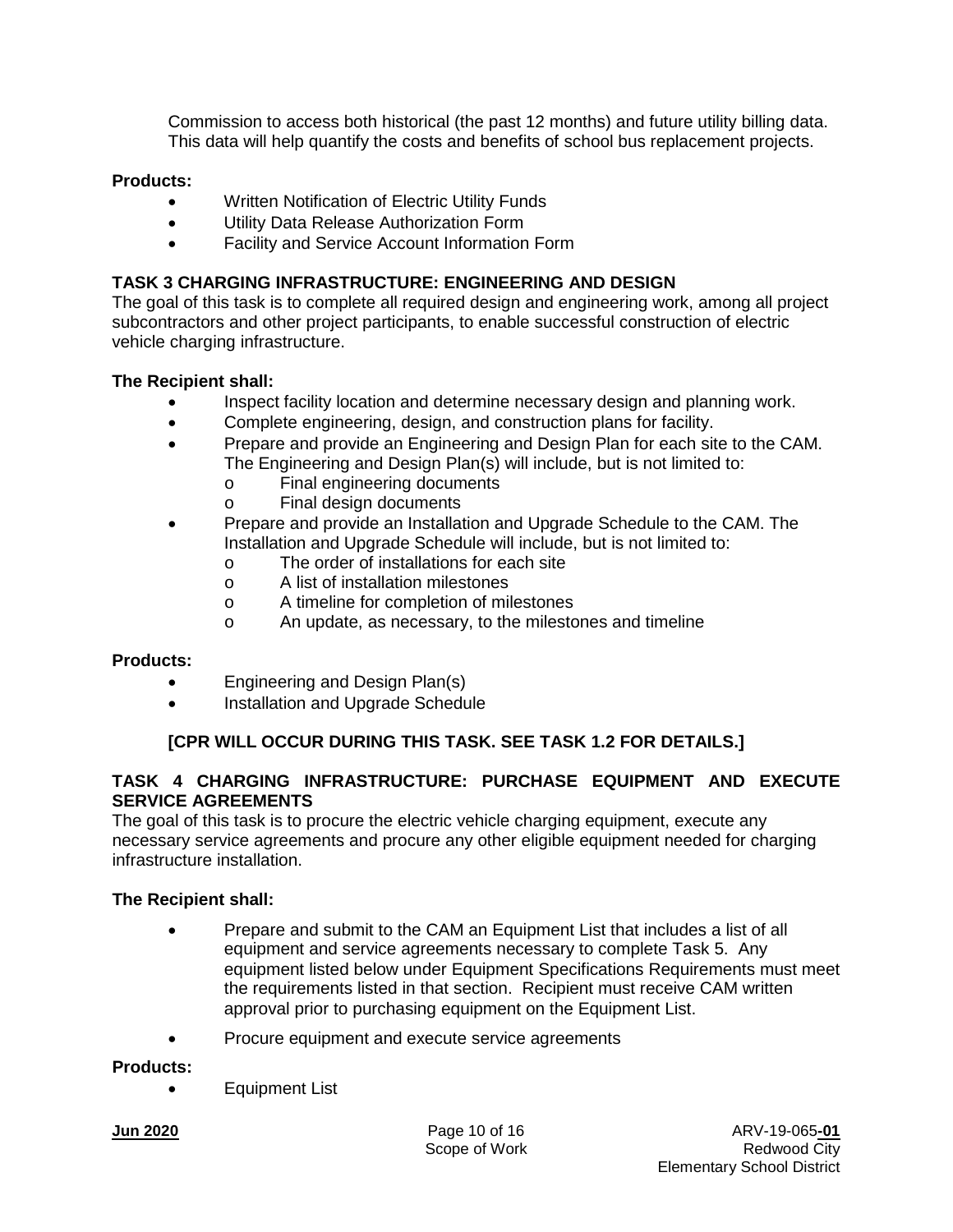Commission to access both historical (the past 12 months) and future utility billing data. This data will help quantify the costs and benefits of school bus replacement projects.

**Products:**

- Written Notification of Electric Utility Funds
- Utility Data Release Authorization Form
- Facility and Service Account Information Form

## TASK 3 CHARGING INFRASTRUCTURE: ENGINEERING AND DESIGN

The goal of this task is to complete all required design and engineering work, among all project subcontractors and other project participants, to enable successful construction of electric vehicle charging infrastructure.

**The Recipient shall:**

- Inspect facility location and determine necessary design and planning work.
- Complete engineering, design, and construction plans for facility.
- Prepare and provide an Engineering and Design Plan for each site to the CAM. The Engineering and Design Plan(s) will include, but is not limited to:
  - Final engineering documents
  - Final design documents
- Prepare and provide an Installation and Upgrade Schedule to the CAM. The Installation and Upgrade Schedule will include, but is not limited to:
  - The order of installations for each site
  - A list of installation milestones
  - A timeline for completion of milestones
  - An update, as necessary, to the milestones and timeline

**Products:**

- Engineering and Design Plan(s)
- Installation and Upgrade Schedule

**[CPR WILL OCCUR DURING THIS TASK. SEE TASK 1.2 FOR DETAILS.]**

## TASK 4 CHARGING INFRASTRUCTURE: PURCHASE EQUIPMENT AND EXECUTE SERVICE AGREEMENTS

The goal of this task is to procure the electric vehicle charging equipment, execute any necessary service agreements and procure any other eligible equipment needed for charging infrastructure installation.

**The Recipient shall:**

- Prepare and submit to the CAM an Equipment List that includes a list of all equipment and service agreements necessary to complete Task 5. Any equipment listed below under Equipment Specifications Requirements must meet the requirements listed in that section. Recipient must receive CAM written approval prior to purchasing equipment on the Equipment List.
- Procure equipment and execute service agreements

**Products:**

- Equipment List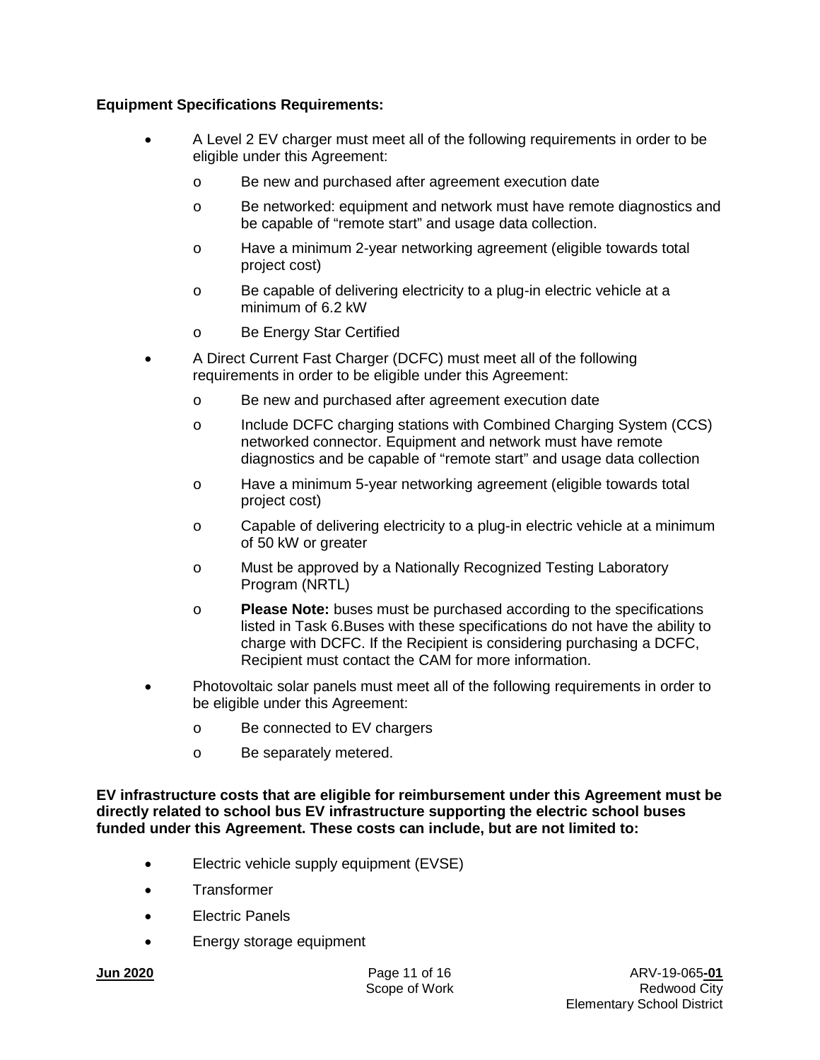**Equipment Specifications Requirements:**

- A Level 2 EV charger must meet all of the following requirements in order to be eligible under this Agreement:
  - Be new and purchased after agreement execution date
  - Be networked: equipment and network must have remote diagnostics and be capable of "remote start" and usage data collection.
  - Have a minimum 2-year networking agreement (eligible towards total project cost)
  - Be capable of delivering electricity to a plug-in electric vehicle at a minimum of 6.2 kW
  - Be Energy Star Certified
- A Direct Current Fast Charger (DCFC) must meet all of the following requirements in order to be eligible under this Agreement:
  - Be new and purchased after agreement execution date
  - Include DCFC charging stations with Combined Charging System (CCS) networked connector. Equipment and network must have remote diagnostics and be capable of "remote start" and usage data collection
  - Have a minimum 5-year networking agreement (eligible towards total project cost)
  - Capable of delivering electricity to a plug-in electric vehicle at a minimum of 50 kW or greater
  - Must be approved by a Nationally Recognized Testing Laboratory Program (NRTL)
  - **Please Note:** buses must be purchased according to the specifications listed in Task 6.Buses with these specifications do not have the ability to charge with DCFC. If the Recipient is considering purchasing a DCFC, Recipient must contact the CAM for more information.
- Photovoltaic solar panels must meet all of the following requirements in order to be eligible under this Agreement:
  - Be connected to EV chargers
  - Be separately metered.

**EV infrastructure costs that are eligible for reimbursement under this Agreement must be directly related to school bus EV infrastructure supporting the electric school buses funded under this Agreement. These costs can include, but are not limited to:**

- Electric vehicle supply equipment (EVSE)
- Transformer
- Electric Panels
- Energy storage equipment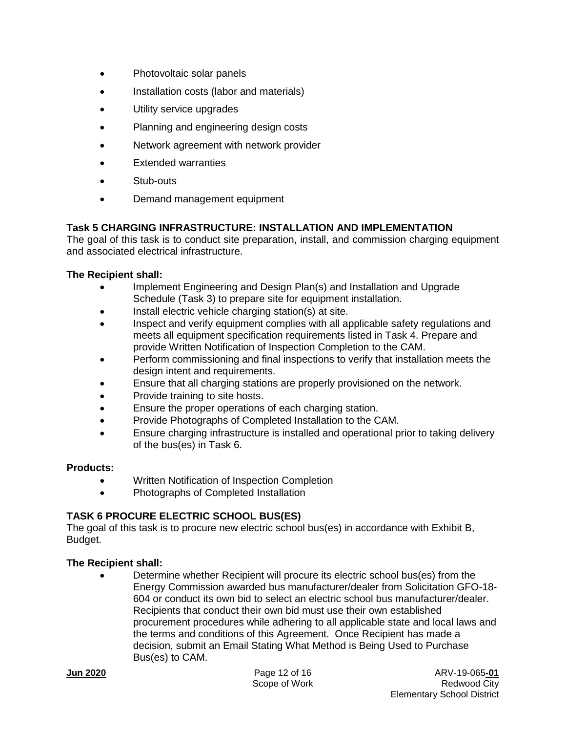- Photovoltaic solar panels
- Installation costs (labor and materials)
- Utility service upgrades
- Planning and engineering design costs
- Network agreement with network provider
- Extended warranties
- Stub-outs
- Demand management equipment

### Task 5 CHARGING INFRASTRUCTURE: INSTALLATION AND IMPLEMENTATION

The goal of this task is to conduct site preparation, install, and commission charging equipment and associated electrical infrastructure.

**The Recipient shall:**

- Implement Engineering and Design Plan(s) and Installation and Upgrade Schedule (Task 3) to prepare site for equipment installation.
- Install electric vehicle charging station(s) at site.
- Inspect and verify equipment complies with all applicable safety regulations and meets all equipment specification requirements listed in Task 4. Prepare and provide Written Notification of Inspection Completion to the CAM.
- Perform commissioning and final inspections to verify that installation meets the design intent and requirements.
- Ensure that all charging stations are properly provisioned on the network.
- Provide training to site hosts.
- Ensure the proper operations of each charging station.
- Provide Photographs of Completed Installation to the CAM.
- Ensure charging infrastructure is installed and operational prior to taking delivery of the bus(es) in Task 6.

**Products:**

- Written Notification of Inspection Completion
- Photographs of Completed Installation

### TASK 6 PROCURE ELECTRIC SCHOOL BUS(ES)

The goal of this task is to procure new electric school bus(es) in accordance with Exhibit B, Budget.

**The Recipient shall:**

- Determine whether Recipient will procure its electric school bus(es) from the Energy Commission awarded bus manufacturer/dealer from Solicitation GFO-18-604 or conduct its own bid to select an electric school bus manufacturer/dealer. Recipients that conduct their own bid must use their own established procurement procedures while adhering to all applicable state and local laws and the terms and conditions of this Agreement. Once Recipient has made a decision, submit an Email Stating What Method is Being Used to Purchase Bus(es) to CAM.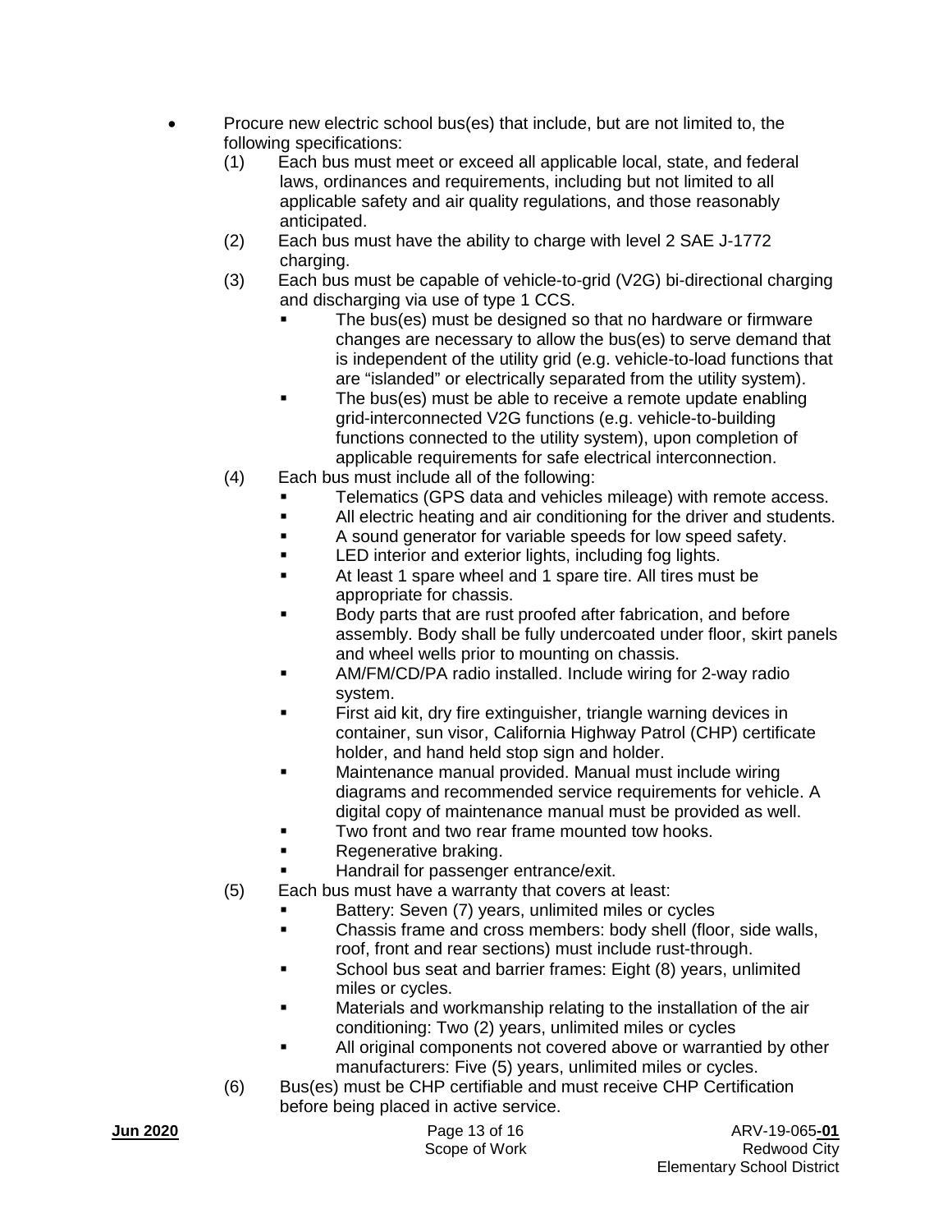- Procure new electric school bus(es) that include, but are not limited to, the following specifications:
  1. (1) Each bus must meet or exceed all applicable local, state, and federal laws, ordinances and requirements, including but not limited to all applicable safety and air quality regulations, and those reasonably anticipated.
  2. (2) Each bus must have the ability to charge with level 2 SAE J-1772 charging.
  3. (3) Each bus must be capable of vehicle-to-grid (V2G) bi-directional charging and discharging via use of type 1 CCS.
     - The bus(es) must be designed so that no hardware or firmware changes are necessary to allow the bus(es) to serve demand that is independent of the utility grid (e.g. vehicle-to-load functions that are "islanded" or electrically separated from the utility system).
     - The bus(es) must be able to receive a remote update enabling grid-interconnected V2G functions (e.g. vehicle-to-building functions connected to the utility system), upon completion of applicable requirements for safe electrical interconnection.
  4. (4) Each bus must include all of the following:
     - Telematics (GPS data and vehicles mileage) with remote access.
     - All electric heating and air conditioning for the driver and students.
     - A sound generator for variable speeds for low speed safety.
     - LED interior and exterior lights, including fog lights.
     - At least 1 spare wheel and 1 spare tire. All tires must be appropriate for chassis.
     - Body parts that are rust proofed after fabrication, and before assembly. Body shall be fully undercoated under floor, skirt panels and wheel wells prior to mounting on chassis.
     - AM/FM/CD/PA radio installed. Include wiring for 2-way radio system.
     - First aid kit, dry fire extinguisher, triangle warning devices in container, sun visor, California Highway Patrol (CHP) certificate holder, and hand held stop sign and holder.
     - Maintenance manual provided. Manual must include wiring diagrams and recommended service requirements for vehicle. A digital copy of maintenance manual must be provided as well.
     - Two front and two rear frame mounted tow hooks.
     - Regenerative braking.
     - Handrail for passenger entrance/exit.
  5. (5) Each bus must have a warranty that covers at least:
     - Battery: Seven (7) years, unlimited miles or cycles
     - Chassis frame and cross members: body shell (floor, side walls, roof, front and rear sections) must include rust-through.
     - School bus seat and barrier frames: Eight (8) years, unlimited miles or cycles.
     - Materials and workmanship relating to the installation of the air conditioning: Two (2) years, unlimited miles or cycles
     - All original components not covered above or warrantied by other manufacturers: Five (5) years, unlimited miles or cycles.
  6. (6) Bus(es) must be CHP certifiable and must receive CHP Certification before being placed in active service.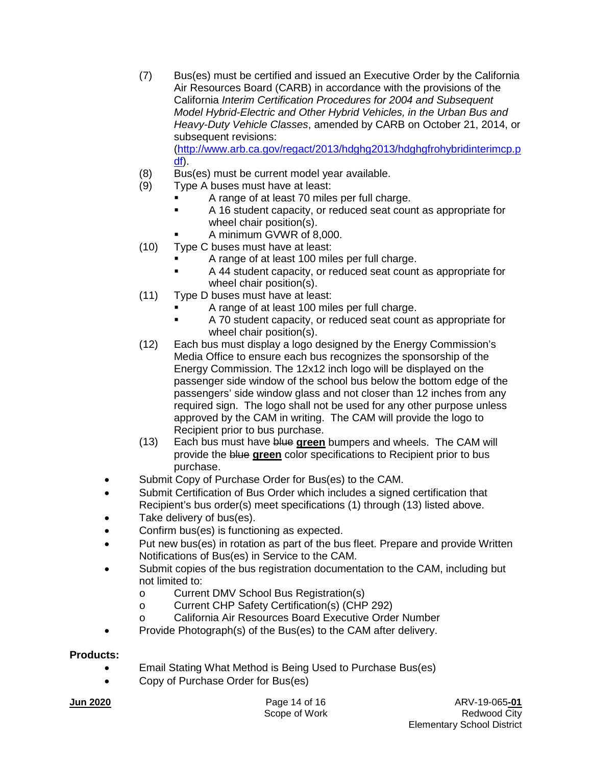(7) Bus(es) must be certified and issued an Executive Order by the California Air Resources Board (CARB) in accordance with the provisions of the California *Interim Certification Procedures for 2004 and Subsequent Model Hybrid-Electric and Other Hybrid Vehicles, in the Urban Bus and Heavy-Duty Vehicle Classes*, amended by CARB on October 21, 2014, or subsequent revisions: (http://www.arb.ca.gov/regact/2013/hdghg2013/hdghgfrohybridinterimcp.pdf).

(8) Bus(es) must be current model year available.

(9) Type A buses must have at least:
- A range of at least 70 miles per full charge.
- A 16 student capacity, or reduced seat count as appropriate for wheel chair position(s).
- A minimum GVWR of 8,000.

(10) Type C buses must have at least:
- A range of at least 100 miles per full charge.
- A 44 student capacity, or reduced seat count as appropriate for wheel chair position(s).

(11) Type D buses must have at least:
- A range of at least 100 miles per full charge.
- A 70 student capacity, or reduced seat count as appropriate for wheel chair position(s).

(12) Each bus must display a logo designed by the Energy Commission's Media Office to ensure each bus recognizes the sponsorship of the Energy Commission. The 12x12 inch logo will be displayed on the passenger side window of the school bus below the bottom edge of the passengers' side window glass and not closer than 12 inches from any required sign. The logo shall not be used for any other purpose unless approved by the CAM in writing. The CAM will provide the logo to Recipient prior to bus purchase.

(13) Each bus must have ~~blue~~ **green** bumpers and wheels. The CAM will provide the ~~blue~~ **green** color specifications to Recipient prior to bus purchase.

- Submit Copy of Purchase Order for Bus(es) to the CAM.
- Submit Certification of Bus Order which includes a signed certification that Recipient's bus order(s) meet specifications (1) through (13) listed above.
- Take delivery of bus(es).
- Confirm bus(es) is functioning as expected.
- Put new bus(es) in rotation as part of the bus fleet. Prepare and provide Written Notifications of Bus(es) in Service to the CAM.
- Submit copies of the bus registration documentation to the CAM, including but not limited to:
  - Current DMV School Bus Registration(s)
  - Current CHP Safety Certification(s) (CHP 292)
  - California Air Resources Board Executive Order Number
- Provide Photograph(s) of the Bus(es) to the CAM after delivery.

**Products:**

- Email Stating What Method is Being Used to Purchase Bus(es)
- Copy of Purchase Order for Bus(es)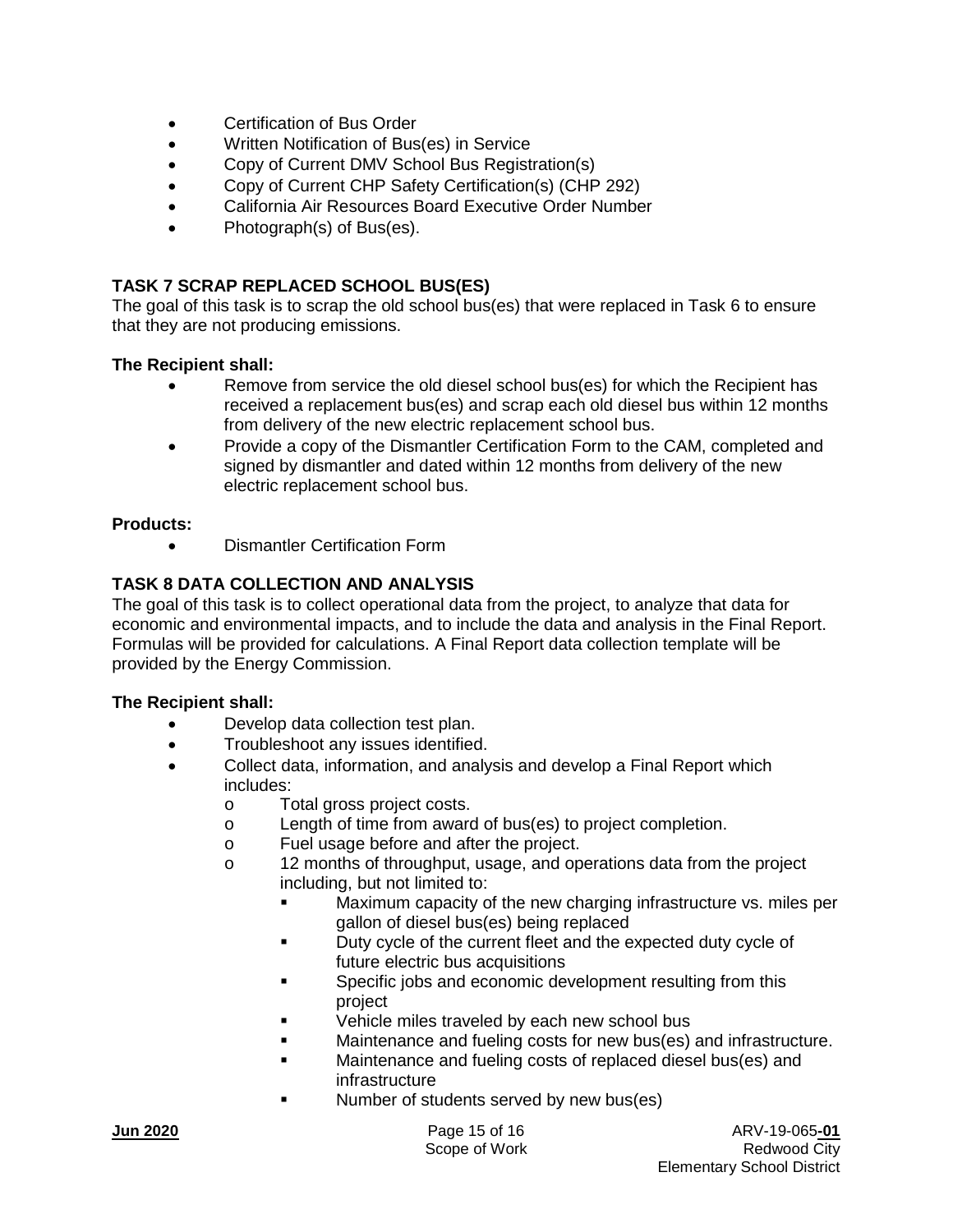- Certification of Bus Order
- Written Notification of Bus(es) in Service
- Copy of Current DMV School Bus Registration(s)
- Copy of Current CHP Safety Certification(s) (CHP 292)
- California Air Resources Board Executive Order Number
- Photograph(s) of Bus(es).

## TASK 7 SCRAP REPLACED SCHOOL BUS(ES)

The goal of this task is to scrap the old school bus(es) that were replaced in Task 6 to ensure that they are not producing emissions.

**The Recipient shall:**

- Remove from service the old diesel school bus(es) for which the Recipient has received a replacement bus(es) and scrap each old diesel bus within 12 months from delivery of the new electric replacement school bus.
- Provide a copy of the Dismantler Certification Form to the CAM, completed and signed by dismantler and dated within 12 months from delivery of the new electric replacement school bus.

**Products:**

- Dismantler Certification Form

## TASK 8 DATA COLLECTION AND ANALYSIS

The goal of this task is to collect operational data from the project, to analyze that data for economic and environmental impacts, and to include the data and analysis in the Final Report. Formulas will be provided for calculations. A Final Report data collection template will be provided by the Energy Commission.

**The Recipient shall:**

- Develop data collection test plan.
- Troubleshoot any issues identified.
- Collect data, information, and analysis and develop a Final Report which includes:
  - Total gross project costs.
  - Length of time from award of bus(es) to project completion.
  - Fuel usage before and after the project.
  - 12 months of throughput, usage, and operations data from the project including, but not limited to:
    - Maximum capacity of the new charging infrastructure vs. miles per gallon of diesel bus(es) being replaced
    - Duty cycle of the current fleet and the expected duty cycle of future electric bus acquisitions
    - Specific jobs and economic development resulting from this project
    - Vehicle miles traveled by each new school bus
    - Maintenance and fueling costs for new bus(es) and infrastructure.
    - Maintenance and fueling costs of replaced diesel bus(es) and infrastructure
    - Number of students served by new bus(es)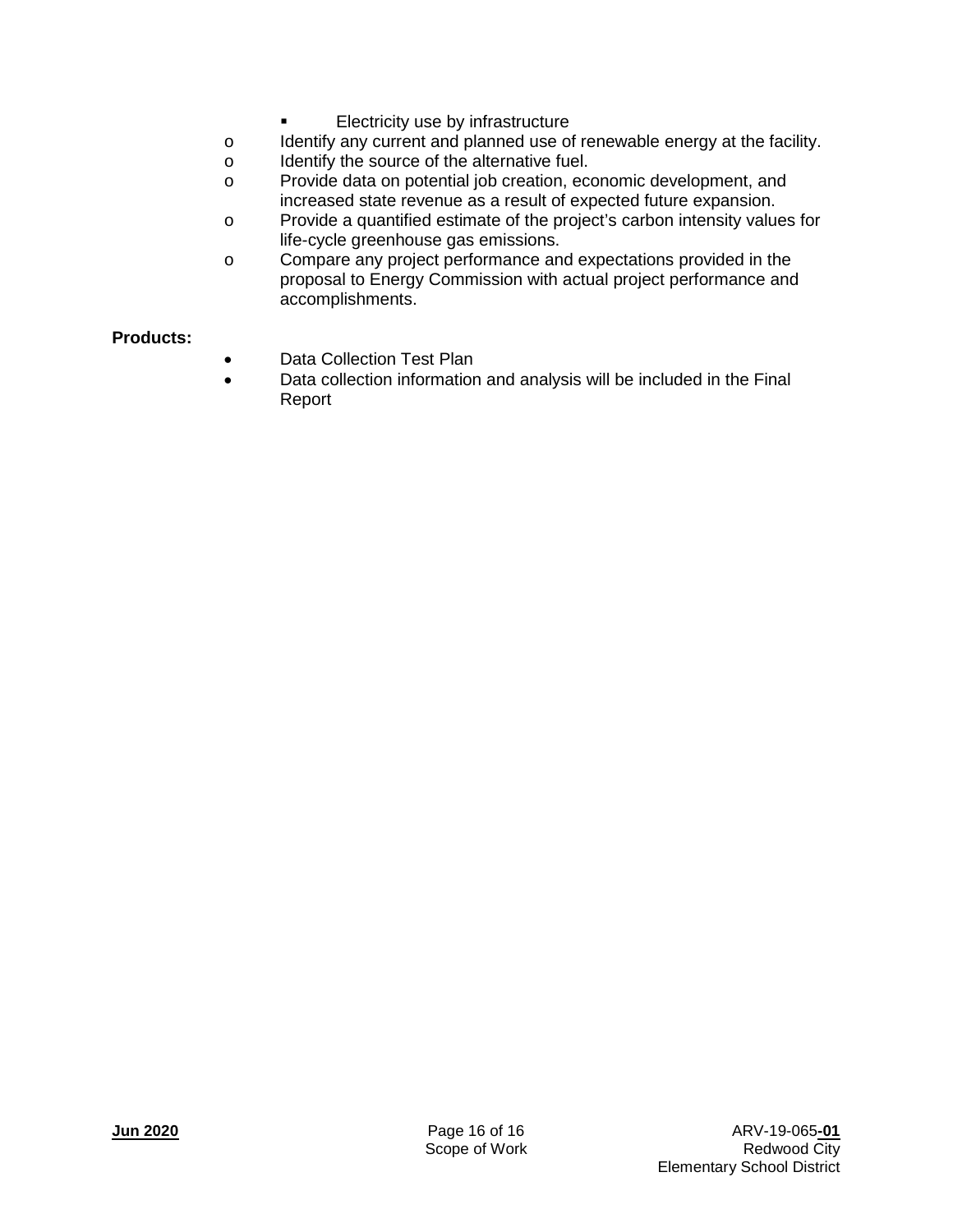- Electricity use by infrastructure
  - Identify any current and planned use of renewable energy at the facility.
  - Identify the source of the alternative fuel.
  - Provide data on potential job creation, economic development, and increased state revenue as a result of expected future expansion.
  - Provide a quantified estimate of the project's carbon intensity values for life-cycle greenhouse gas emissions.
  - Compare any project performance and expectations provided in the proposal to Energy Commission with actual project performance and accomplishments.

**Products:**

- Data Collection Test Plan
- Data collection information and analysis will be included in the Final Report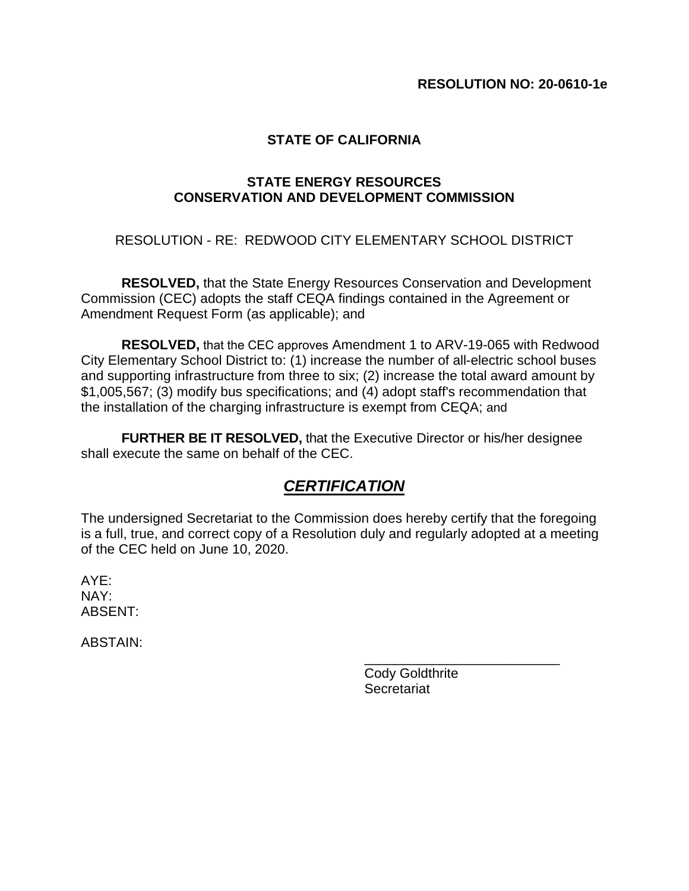**RESOLUTION NO: 20-0610-1e**

**STATE OF CALIFORNIA**

**STATE ENERGY RESOURCES**
**CONSERVATION AND DEVELOPMENT COMMISSION**

RESOLUTION - RE: REDWOOD CITY ELEMENTARY SCHOOL DISTRICT

**RESOLVED,** that the State Energy Resources Conservation and Development Commission (CEC) adopts the staff CEQA findings contained in the Agreement or Amendment Request Form (as applicable); and

**RESOLVED,** that the CEC approves Amendment 1 to ARV-19-065 with Redwood City Elementary School District to: (1) increase the number of all-electric school buses and supporting infrastructure from three to six; (2) increase the total award amount by $1,005,567; (3) modify bus specifications; and (4) adopt staff's recommendation that the installation of the charging infrastructure is exempt from CEQA; and

**FURTHER BE IT RESOLVED,** that the Executive Director or his/her designee shall execute the same on behalf of the CEC.

## ***CERTIFICATION***

The undersigned Secretariat to the Commission does hereby certify that the foregoing is a full, true, and correct copy of a Resolution duly and regularly adopted at a meeting of the CEC held on June 10, 2020.

AYE:
NAY:
ABSENT:

ABSTAIN:

\_\_\_\_\_\_\_\_\_\_\_\_\_\_\_\_\_\_\_\_\_\_\_\_\_\_
Cody Goldthrite
Secretariat